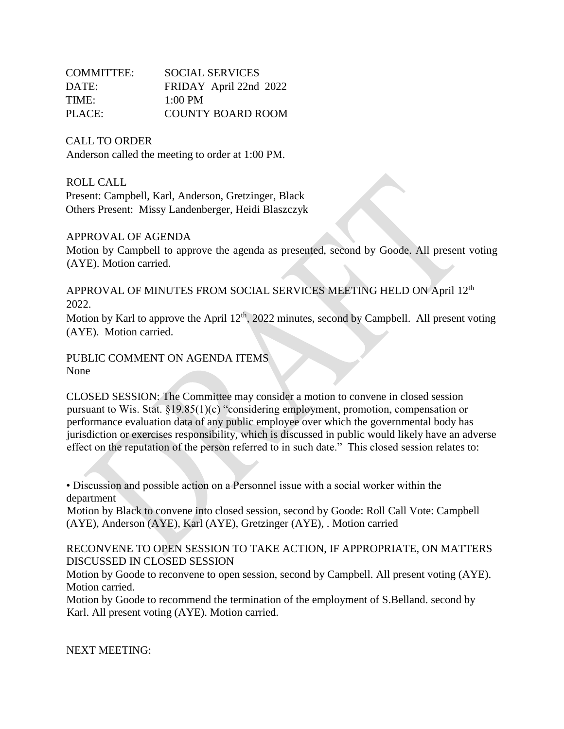COMMITTEE: SOCIAL SERVICES
DATE: FRIDAY April 22nd 2022
TIME: 1:00 PM
PLACE: COUNTY BOARD ROOM

CALL TO ORDER
Anderson called the meeting to order at 1:00 PM.

ROLL CALL
Present: Campbell, Karl, Anderson, Gretzinger, Black
Others Present: Missy Landenberger, Heidi Blaszczyk

APPROVAL OF AGENDA
Motion by Campbell to approve the agenda as presented, second by Goode. All present voting (AYE). Motion carried.

APPROVAL OF MINUTES FROM SOCIAL SERVICES MEETING HELD ON April 12th 2022.
Motion by Karl to approve the April 12th, 2022 minutes, second by Campbell. All present voting (AYE). Motion carried.

PUBLIC COMMENT ON AGENDA ITEMS
None

CLOSED SESSION: The Committee may consider a motion to convene in closed session pursuant to Wis. Stat. §19.85(1)(c) "considering employment, promotion, compensation or performance evaluation data of any public employee over which the governmental body has jurisdiction or exercises responsibility, which is discussed in public would likely have an adverse effect on the reputation of the person referred to in such date." This closed session relates to:

• Discussion and possible action on a Personnel issue with a social worker within the department
Motion by Black to convene into closed session, second by Goode: Roll Call Vote: Campbell (AYE), Anderson (AYE), Karl (AYE), Gretzinger (AYE), . Motion carried

RECONVENE TO OPEN SESSION TO TAKE ACTION, IF APPROPRIATE, ON MATTERS DISCUSSED IN CLOSED SESSION
Motion by Goode to reconvene to open session, second by Campbell. All present voting (AYE). Motion carried.
Motion by Goode to recommend the termination of the employment of S.Belland. second by Karl. All present voting (AYE). Motion carried.

NEXT MEETING: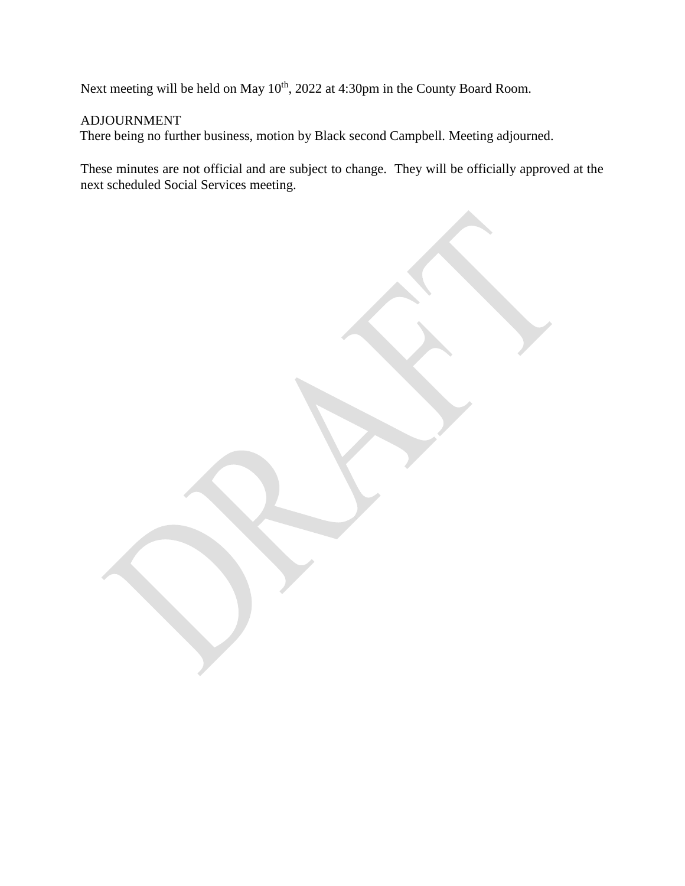Next meeting will be held on May 10th, 2022 at 4:30pm in the County Board Room.

ADJOURNMENT
There being no further business, motion by Black second Campbell. Meeting adjourned.

These minutes are not official and are subject to change. They will be officially approved at the next scheduled Social Services meeting.